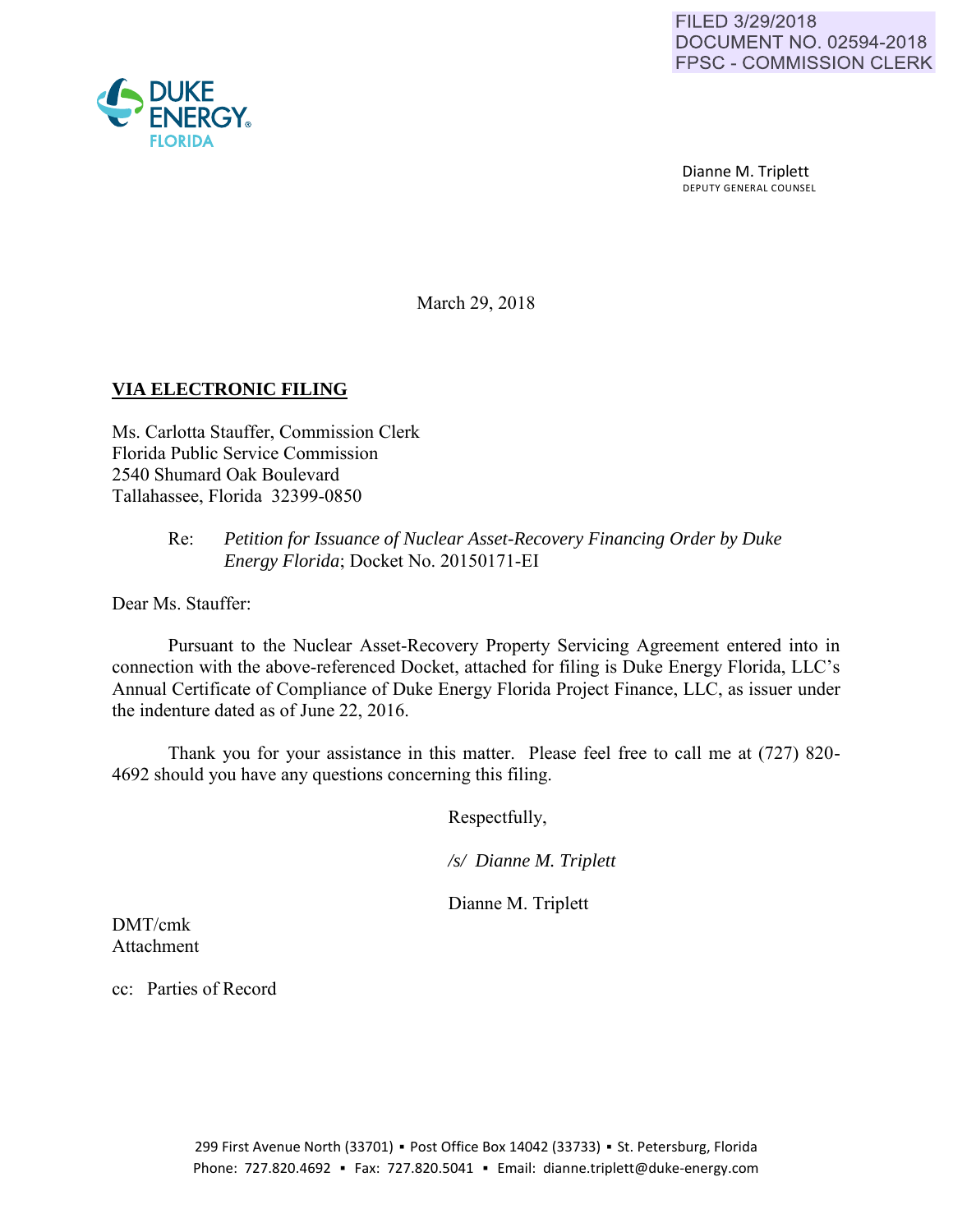FILED 3/29/2018
DOCUMENT NO. 02594-2018
FPSC - COMMISSION CLERK

DUKE ENERGY FLORIDA

Dianne M. Triplett
DEPUTY GENERAL COUNSEL

March 29, 2018

**VIA ELECTRONIC FILING**

Ms. Carlotta Stauffer, Commission Clerk
Florida Public Service Commission
2540 Shumard Oak Boulevard
Tallahassee, Florida 32399-0850

Re: *Petition for Issuance of Nuclear Asset-Recovery Financing Order by Duke Energy Florida*; Docket No. 20150171-EI

Dear Ms. Stauffer:

Pursuant to the Nuclear Asset-Recovery Property Servicing Agreement entered into in connection with the above-referenced Docket, attached for filing is Duke Energy Florida, LLC's Annual Certificate of Compliance of Duke Energy Florida Project Finance, LLC, as issuer under the indenture dated as of June 22, 2016.

Thank you for your assistance in this matter. Please feel free to call me at (727) 820-4692 should you have any questions concerning this filing.

Respectfully,

*/s/ Dianne M. Triplett*

Dianne M. Triplett

DMT/cmk
Attachment

cc: Parties of Record

299 First Avenue North (33701) ▪ Post Office Box 14042 (33733) ▪ St. Petersburg, Florida
Phone: 727.820.4692 ▪ Fax: 727.820.5041 ▪ Email: dianne.triplett@duke-energy.com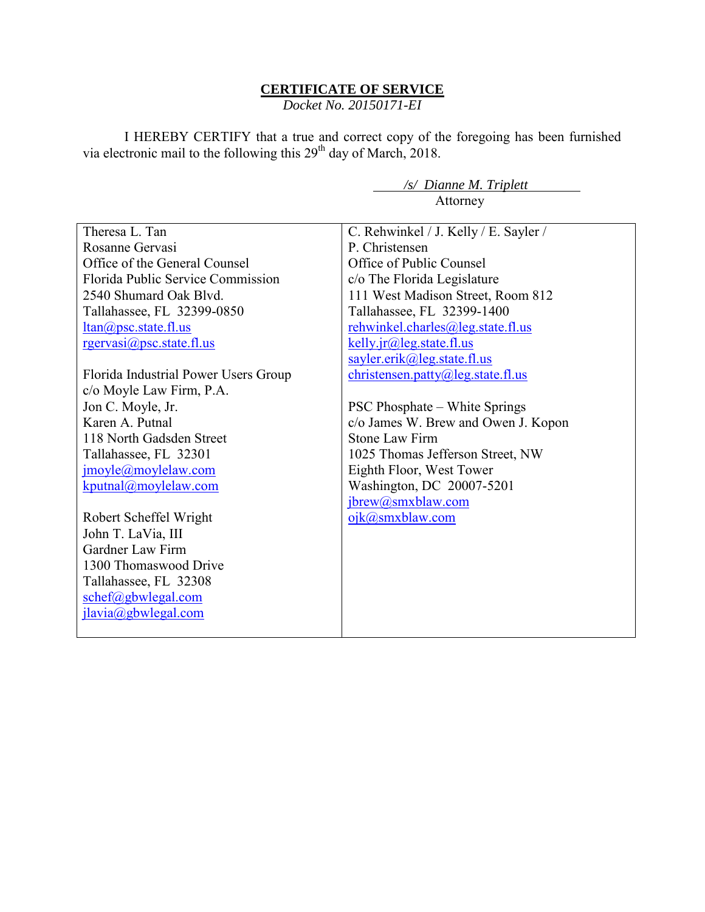**CERTIFICATE OF SERVICE**

*Docket No. 20150171-EI*

I HEREBY CERTIFY that a true and correct copy of the foregoing has been furnished via electronic mail to the following this 29th day of March, 2018.

*/s/ Dianne M. Triplett*
Attorney

| | |
|---|---|
| Theresa L. Tan<br>Rosanne Gervasi<br>Office of the General Counsel<br>Florida Public Service Commission<br>2540 Shumard Oak Blvd.<br>Tallahassee, FL 32399-0850<br>ltan@psc.state.fl.us<br>rgervasi@psc.state.fl.us<br><br>Florida Industrial Power Users Group<br>c/o Moyle Law Firm, P.A.<br>Jon C. Moyle, Jr.<br>Karen A. Putnal<br>118 North Gadsden Street<br>Tallahassee, FL 32301<br>jmoyle@moylelaw.com<br>kputnal@moylelaw.com<br><br>Robert Scheffel Wright<br>John T. LaVia, III<br>Gardner Law Firm<br>1300 Thomaswood Drive<br>Tallahassee, FL 32308<br>schef@gbwlegal.com<br>jlavia@gbwlegal.com | C. Rehwinkel / J. Kelly / E. Sayler /<br>P. Christensen<br>Office of Public Counsel<br>c/o The Florida Legislature<br>111 West Madison Street, Room 812<br>Tallahassee, FL 32399-1400<br>rehwinkel.charles@leg.state.fl.us<br>kelly.jr@leg.state.fl.us<br>sayler.erik@leg.state.fl.us<br>christensen.patty@leg.state.fl.us<br><br>PSC Phosphate – White Springs<br>c/o James W. Brew and Owen J. Kopon<br>Stone Law Firm<br>1025 Thomas Jefferson Street, NW<br>Eighth Floor, West Tower<br>Washington, DC 20007-5201<br>jbrew@smxblaw.com<br>ojk@smxblaw.com |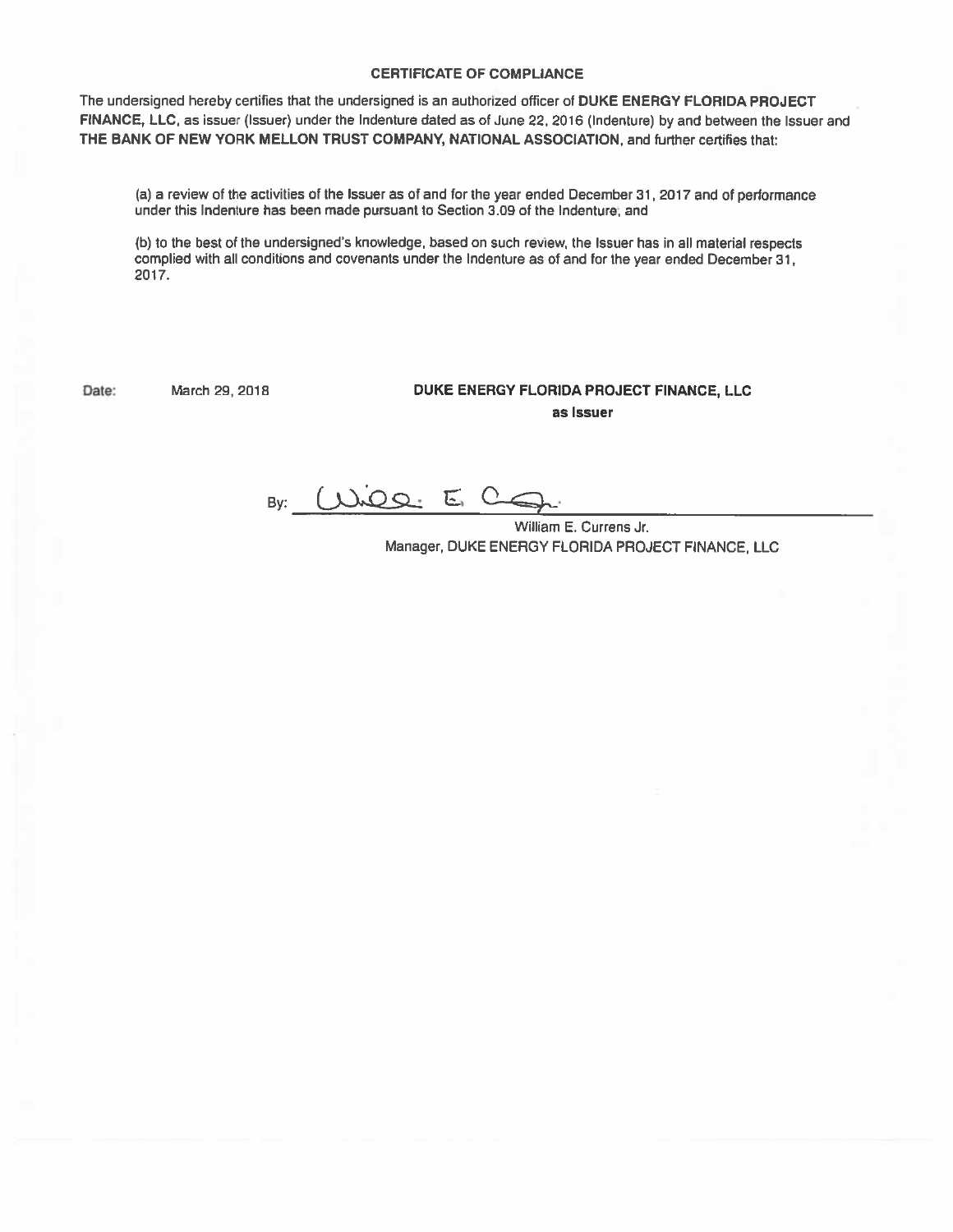## CERTIFICATE OF COMPLIANCE

The undersigned hereby certifies that the undersigned is an authorized officer of **DUKE ENERGY FLORIDA PROJECT FINANCE, LLC**, as issuer (Issuer) under the Indenture dated as of June 22, 2016 (Indenture) by and between the Issuer and **THE BANK OF NEW YORK MELLON TRUST COMPANY, NATIONAL ASSOCIATION**, and further certifies that:

(a) a review of the activities of the Issuer as of and for the year ended December 31, 2017 and of performance under this Indenture has been made pursuant to Section 3.09 of the Indenture; and

(b) to the best of the undersigned's knowledge, based on such review, the Issuer has in all material respects complied with all conditions and covenants under the Indenture as of and for the year ended December 31, 2017.

Date: March 29, 2018

**DUKE ENERGY FLORIDA PROJECT FINANCE, LLC**
**as Issuer**

By: _______________________

William E. Currens Jr.
Manager, DUKE ENERGY FLORIDA PROJECT FINANCE, LLC